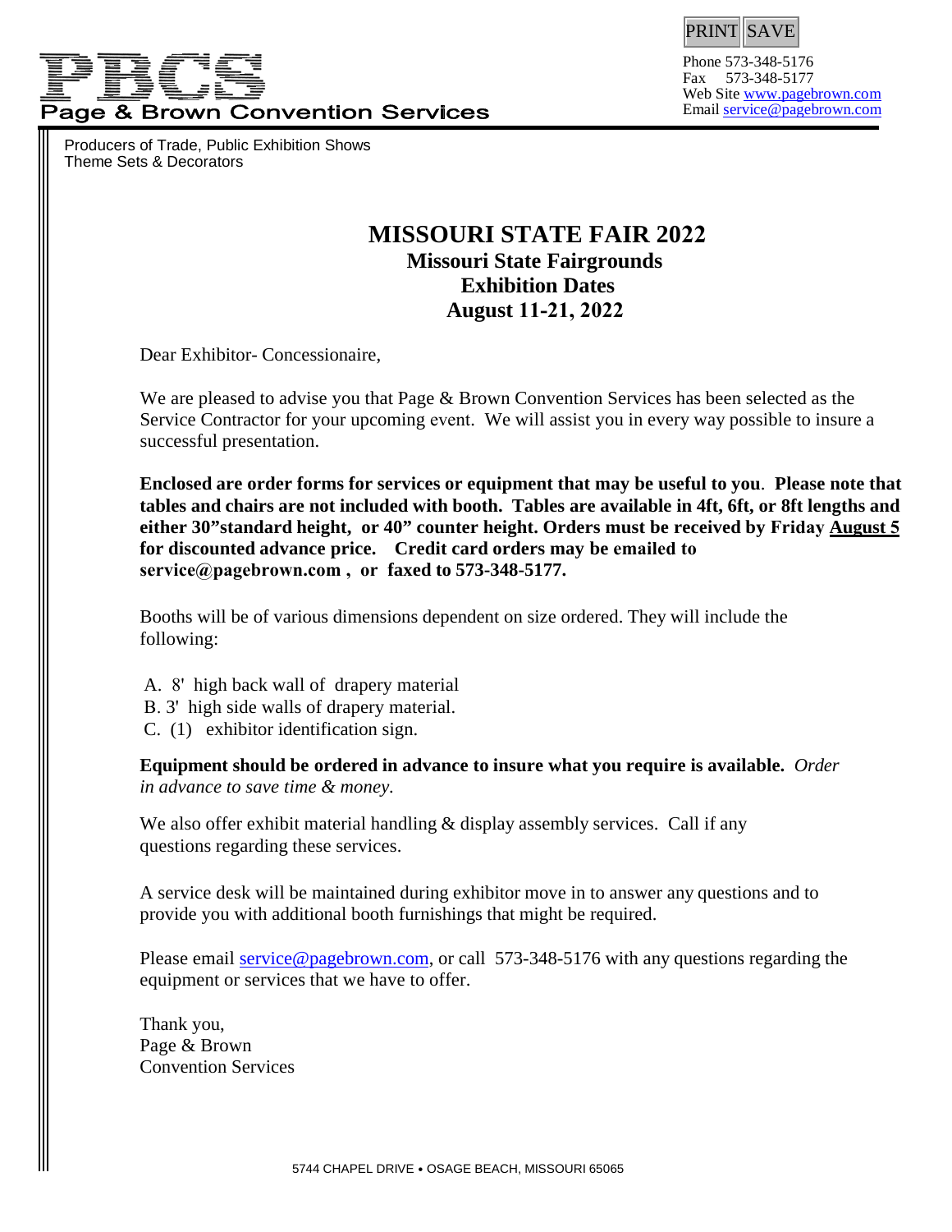PRINT SAVE

# PBCS

**Page & Brown Convention Services**

Phone 573-348-5176
Fax 573-348-5177
Web Site www.pagebrown.com
Email service@pagebrown.com

Producers of Trade, Public Exhibition Shows
Theme Sets & Decorators

## MISSOURI STATE FAIR 2022

### Missouri State Fairgrounds
### Exhibition Dates
### August 11-21, 2022

Dear Exhibitor- Concessionaire,

We are pleased to advise you that Page & Brown Convention Services has been selected as the Service Contractor for your upcoming event. We will assist you in every way possible to insure a successful presentation.

**Enclosed are order forms for services or equipment that may be useful to you. Please note that tables and chairs are not included with booth. Tables are available in 4ft, 6ft, or 8ft lengths and either 30"standard height, or 40" counter height. Orders must be received by Friday August 5 for discounted advance price. Credit card orders may be emailed to service@pagebrown.com , or faxed to 573-348-5177.**

Booths will be of various dimensions dependent on size ordered. They will include the following:

A. 8' high back wall of drapery material
B. 3' high side walls of drapery material.
C. (1) exhibitor identification sign.

**Equipment should be ordered in advance to insure what you require is available.** *Order in advance to save time & money.*

We also offer exhibit material handling & display assembly services. Call if any questions regarding these services.

A service desk will be maintained during exhibitor move in to answer any questions and to provide you with additional booth furnishings that might be required.

Please email service@pagebrown.com, or call 573-348-5176 with any questions regarding the equipment or services that we have to offer.

Thank you,
Page & Brown
Convention Services

5744 CHAPEL DRIVE • OSAGE BEACH, MISSOURI 65065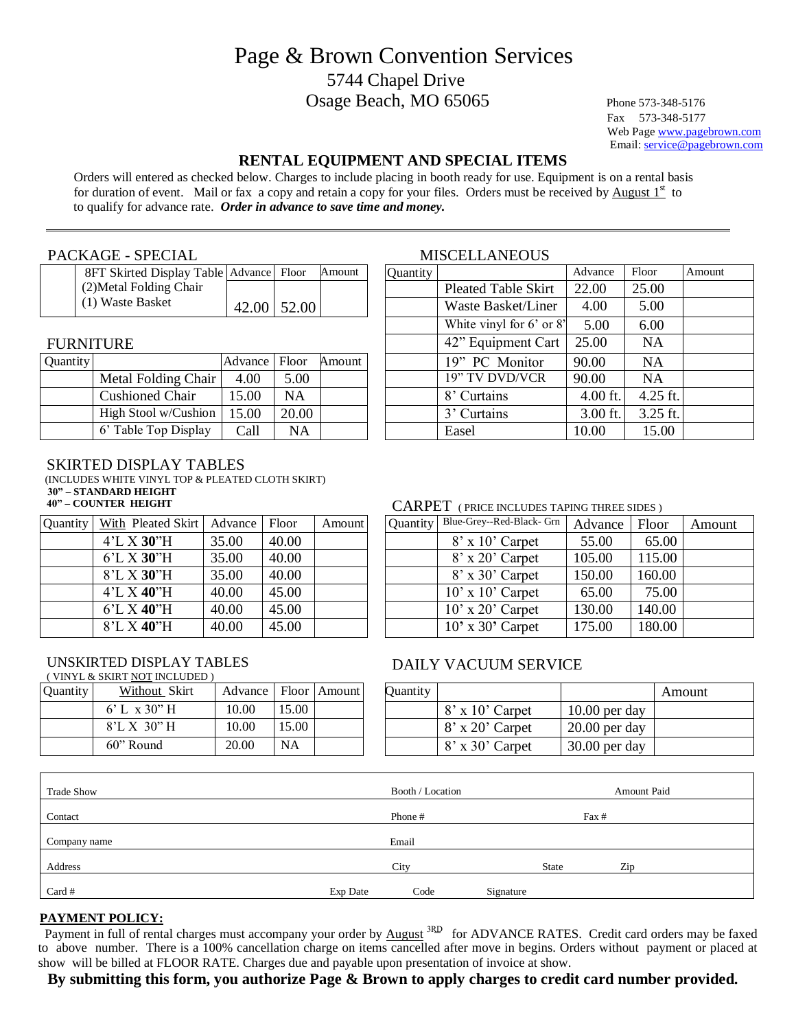# Page & Brown Convention Services

5744 Chapel Drive
Osage Beach, MO 65065

Phone 573-348-5176
Fax 573-348-5177
Web Page www.pagebrown.com
Email: service@pagebrown.com

## RENTAL EQUIPMENT AND SPECIAL ITEMS

Orders will entered as checked below. Charges to include placing in booth ready for use. Equipment is on a rental basis for duration of event. Mail or fax a copy and retain a copy for your files. Orders must be received by August 1st to to qualify for advance rate. ***Order in advance to save time and money.***

### PACKAGE - SPECIAL

| | | Advance | Floor | Amount |
|---|---|---|---|---|
| | 8FT Skirted Display Table (2)Metal Folding Chair (1) Waste Basket | 42.00 | 52.00 | |

### FURNITURE

| Quantity | | Advance | Floor | Amount |
|---|---|---|---|---|
| | Metal Folding Chair | 4.00 | 5.00 | |
| | Cushioned Chair | 15.00 | NA | |
| | High Stool w/Cushion | 15.00 | 20.00 | |
| | 6' Table Top Display | Call | NA | |

### SKIRTED DISPLAY TABLES

(INCLUDES WHITE VINYL TOP & PLEATED CLOTH SKIRT)
**30" – STANDARD HEIGHT**
**40" – COUNTER HEIGHT**

| Quantity | With Pleated Skirt | Advance | Floor | Amount |
|---|---|---|---|---|
| | 4'L X **30**"H | 35.00 | 40.00 | |
| | 6'L X **30**"H | 35.00 | 40.00 | |
| | 8'L X **30**"H | 35.00 | 40.00 | |
| | 4'L X **40**"H | 40.00 | 45.00 | |
| | 6'L X **40**"H | 40.00 | 45.00 | |
| | 8'L X **40**"H | 40.00 | 45.00 | |

### UNSKIRTED DISPLAY TABLES

( VINYL & SKIRT NOT INCLUDED )

| Quantity | Without Skirt | Advance | Floor | Amount |
|---|---|---|---|---|
| | 6' L x 30" H | 10.00 | 15.00 | |
| | 8'L X 30" H | 10.00 | 15.00 | |
| | 60" Round | 20.00 | NA | |

### MISCELLANEOUS

| Quantity | | Advance | Floor | Amount |
|---|---|---|---|---|
| | Pleated Table Skirt | 22.00 | 25.00 | |
| | Waste Basket/Liner | 4.00 | 5.00 | |
| | White vinyl for 6' or 8' | 5.00 | 6.00 | |
| | 42" Equipment Cart | 25.00 | NA | |
| | 19" PC Monitor | 90.00 | NA | |
| | 19" TV DVD/VCR | 90.00 | NA | |
| | 8' Curtains | 4.00 ft. | 4.25 ft. | |
| | 3' Curtains | 3.00 ft. | 3.25 ft. | |
| | Easel | 10.00 | 15.00 | |

### CARPET ( PRICE INCLUDES TAPING THREE SIDES )

| Quantity | Blue-Grey--Red-Black- Grn | Advance | Floor | Amount |
|---|---|---|---|---|
| | 8' x 10' Carpet | 55.00 | 65.00 | |
| | 8' x 20' Carpet | 105.00 | 115.00 | |
| | 8' x 30' Carpet | 150.00 | 160.00 | |
| | 10' x 10' Carpet | 65.00 | 75.00 | |
| | 10' x 20' Carpet | 130.00 | 140.00 | |
| | 10' x 30' Carpet | 175.00 | 180.00 | |

### DAILY VACUUM SERVICE

| Quantity | | | Amount |
|---|---|---|---|
| | 8' x 10' Carpet | 10.00 per day | |
| | 8' x 20' Carpet | 20.00 per day | |
| | 8' x 30' Carpet | 30.00 per day | |

| | | | |
|---|---|---|---|
| Trade Show | | Booth / Location | Amount Paid |
| Contact | | Phone # | Fax # |
| Company name | | Email | |
| Address | | City | State Zip |
| Card # | Exp Date | Code | Signature |

**PAYMENT POLICY:**

Payment in full of rental charges must accompany your order by August 3RD for ADVANCE RATES. Credit card orders may be faxed to above number. There is a 100% cancellation charge on items cancelled after move in begins. Orders without payment or placed at show will be billed at FLOOR RATE. Charges due and payable upon presentation of invoice at show.

**By submitting this form, you authorize Page & Brown to apply charges to credit card number provided.**